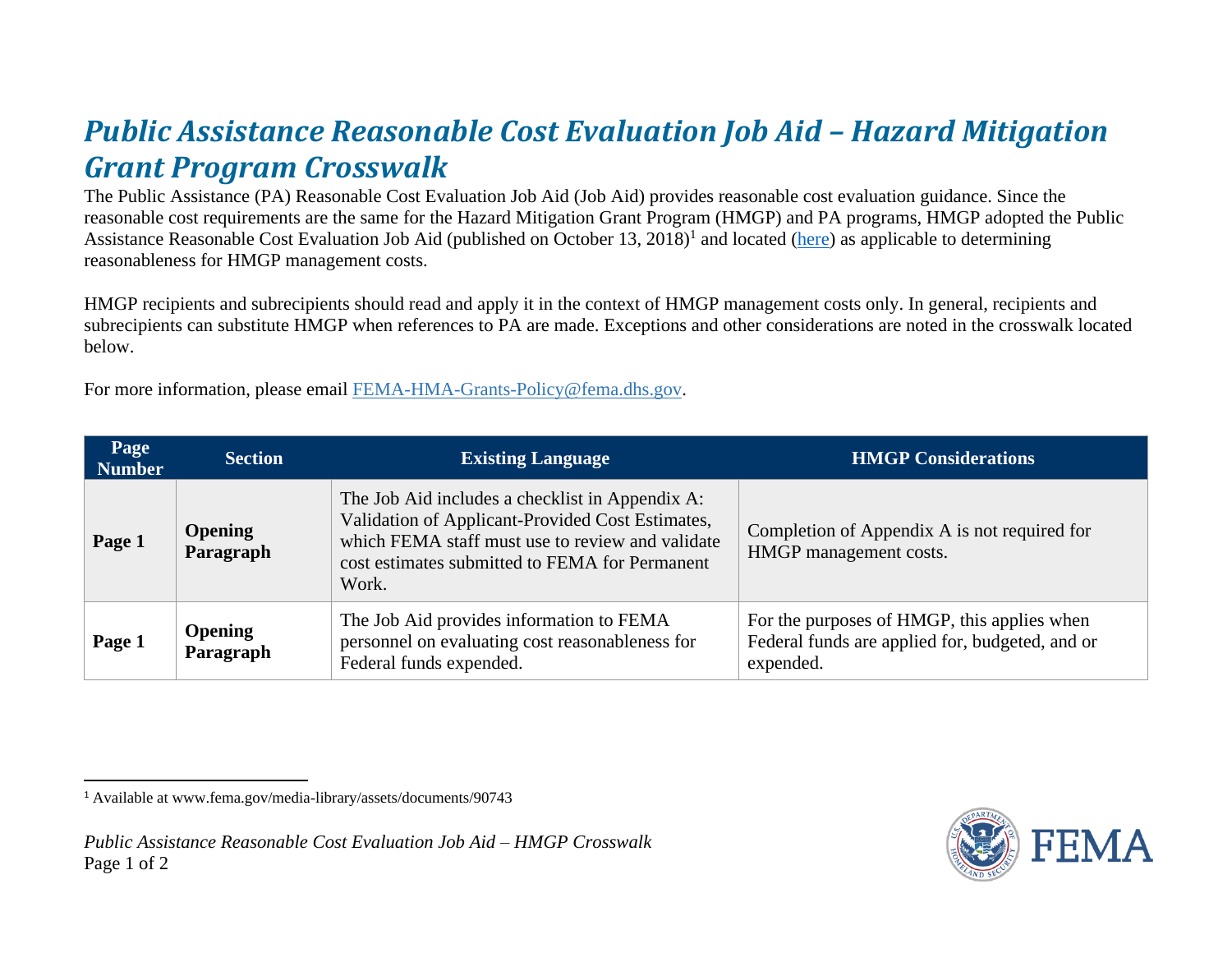# *Public Assistance Reasonable Cost Evaluation Job Aid – Hazard Mitigation Grant Program Crosswalk*

The Public Assistance (PA) Reasonable Cost Evaluation Job Aid (Job Aid) provides reasonable cost evaluation guidance. Since the reasonable cost requirements are the same for the Hazard Mitigation Grant Program (HMGP) and PA programs, HMGP adopted the Public Assistance Reasonable Cost Evaluation Job Aid (published on October 13, 2018)[1] and located (here) as applicable to determining reasonableness for HMGP management costs.

HMGP recipients and subrecipients should read and apply it in the context of HMGP management costs only. In general, recipients and subrecipients can substitute HMGP when references to PA are made. Exceptions and other considerations are noted in the crosswalk located below.

For more information, please email FEMA-HMA-Grants-Policy@fema.dhs.gov.

| Page Number | Section | Existing Language | HMGP Considerations |
| --- | --- | --- | --- |
| **Page 1** | **Opening Paragraph** | The Job Aid includes a checklist in Appendix A: Validation of Applicant-Provided Cost Estimates, which FEMA staff must use to review and validate cost estimates submitted to FEMA for Permanent Work. | Completion of Appendix A is not required for HMGP management costs. |
| **Page 1** | **Opening Paragraph** | The Job Aid provides information to FEMA personnel on evaluating cost reasonableness for Federal funds expended. | For the purposes of HMGP, this applies when Federal funds are applied for, budgeted, and or expended. |

[1] Available at www.fema.gov/media-library/assets/documents/90743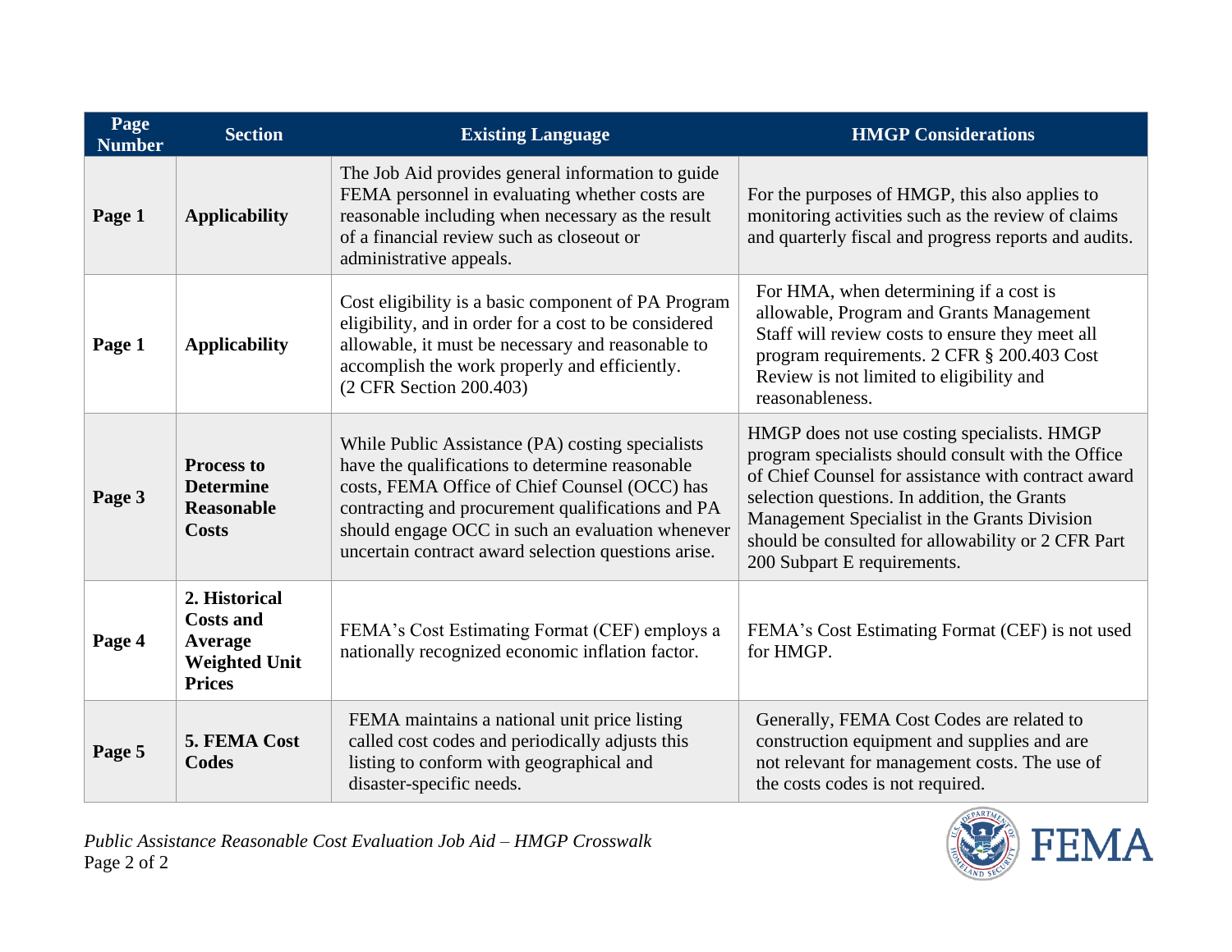| Page Number | Section | Existing Language | HMGP Considerations |
|---|---|---|---|
| **Page 1** | **Applicability** | The Job Aid provides general information to guide FEMA personnel in evaluating whether costs are reasonable including when necessary as the result of a financial review such as closeout or administrative appeals. | For the purposes of HMGP, this also applies to monitoring activities such as the review of claims and quarterly fiscal and progress reports and audits. |
| **Page 1** | **Applicability** | Cost eligibility is a basic component of PA Program eligibility, and in order for a cost to be considered allowable, it must be necessary and reasonable to accomplish the work properly and efficiently. (2 CFR Section 200.403) | For HMA, when determining if a cost is allowable, Program and Grants Management Staff will review costs to ensure they meet all program requirements. 2 CFR § 200.403 Cost Review is not limited to eligibility and reasonableness. |
| **Page 3** | **Process to Determine Reasonable Costs** | While Public Assistance (PA) costing specialists have the qualifications to determine reasonable costs, FEMA Office of Chief Counsel (OCC) has contracting and procurement qualifications and PA should engage OCC in such an evaluation whenever uncertain contract award selection questions arise. | HMGP does not use costing specialists. HMGP program specialists should consult with the Office of Chief Counsel for assistance with contract award selection questions. In addition, the Grants Management Specialist in the Grants Division should be consulted for allowability or 2 CFR Part 200 Subpart E requirements. |
| **Page 4** | **2. Historical Costs and Average Weighted Unit Prices** | FEMA's Cost Estimating Format (CEF) employs a nationally recognized economic inflation factor. | FEMA's Cost Estimating Format (CEF) is not used for HMGP. |
| **Page 5** | **5. FEMA Cost Codes** | FEMA maintains a national unit price listing called cost codes and periodically adjusts this listing to conform with geographical and disaster-specific needs. | Generally, FEMA Cost Codes are related to construction equipment and supplies and are not relevant for management costs. The use of the costs codes is not required. |